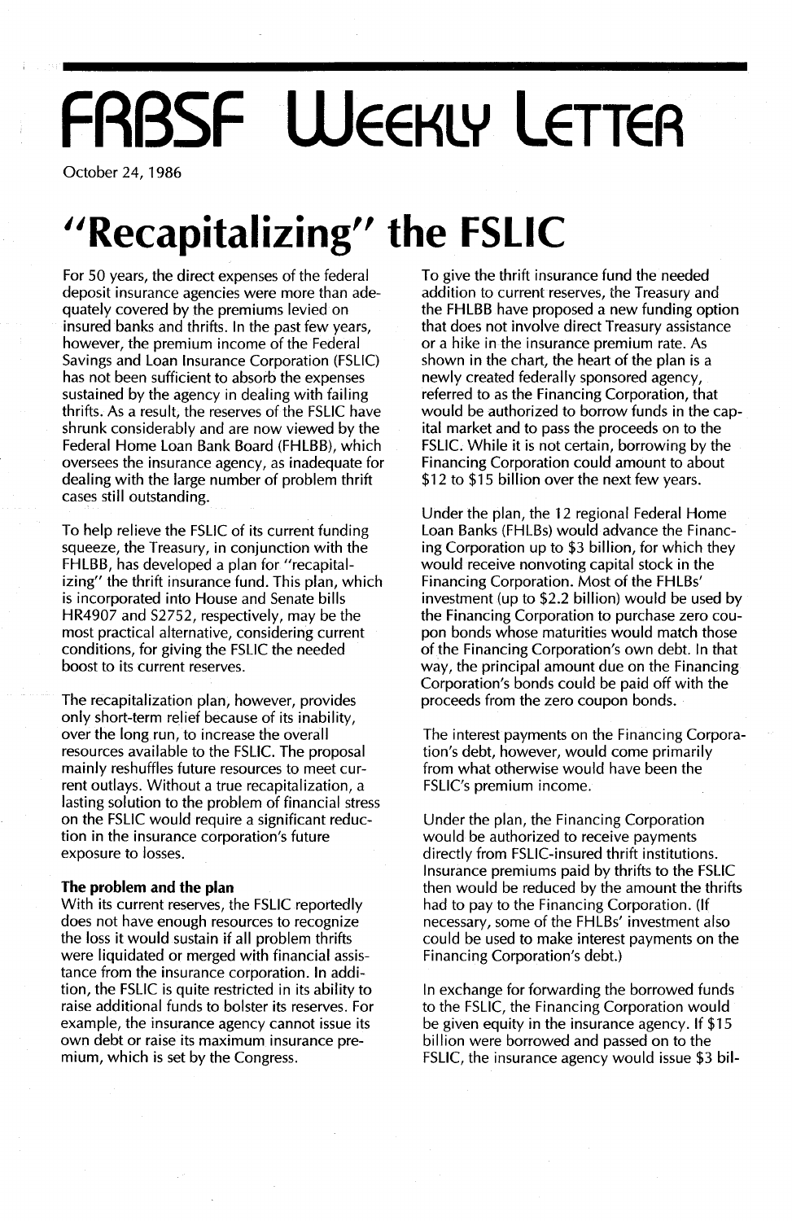# FRBSF WEEKLY LETTER

October 24, 1986

# "Recapitalizing" the FSLIC

For 50 years, the direct expenses of the federal deposit insurance agencies were more than adequately covered by the premiums levied on insured banks and thrifts. In the past few years, however, the premium income of the Federal Savings and Loan Insurance Corporation (FSLIC) has not been sufficient to absorb the expenses sustained by the agency in dealing with failing thrifts. As a result, the reserves of the FSLIC have shrunk considerably and are now viewed by the Federal Home Loan Bank Board (FHLBB), which oversees the insurance agency, as inadequate for dealing with the large number of problem thrift cases still outstanding.

To help relieve the FSLIC of its current funding squeeze, the Treasury, in conjunction with the FHLBB, has developed a plan for "recapitalizing" the thrift insurance fund. This plan, which is incorporated into House and Senate bills HR4907 and S2752, respectively, may be the most practical alternative, considering current conditions, for giving the FSLIC the needed boost to its current reserves.

The recapitalization plan, however, provides only short-term relief because of its inability, over the long run, to increase the overall resources available to the FSLIC. The proposal mainly reshuffles future resources to meet current outlays. Without a true recapitalization, a lasting solution to the problem of financial stress on the FSLIC would require a significant reduction in the insurance corporation's future exposure to losses.

**The problem and the plan**

With its current reserves, the FSLIC reportedly does not have enough resources to recognize the loss it would sustain if all problem thrifts were liquidated or merged with financial assistance from the insurance corporation. In addition, the FSLIC is quite restricted in its ability to raise additional funds to bolster its reserves. For example, the insurance agency cannot issue its own debt or raise its maximum insurance premium, which is set by the Congress.

To give the thrift insurance fund the needed addition to current reserves, the Treasury and the FHLBB have proposed a new funding option that does not involve direct Treasury assistance or a hike in the insurance premium rate. As shown in the chart, the heart of the plan is a newly created federally sponsored agency, referred to as the Financing Corporation, that would be authorized to borrow funds in the capital market and to pass the proceeds on to the FSLIC. While it is not certain, borrowing by the Financing Corporation could amount to about $12 to $15 billion over the next few years.

Under the plan, the 12 regional Federal Home Loan Banks (FHLBs) would advance the Financing Corporation up to $3 billion, for which they would receive nonvoting capital stock in the Financing Corporation. Most of the FHLBs' investment (up to $2.2 billion) would be used by the Financing Corporation to purchase zero coupon bonds whose maturities would match those of the Financing Corporation's own debt. In that way, the principal amount due on the Financing Corporation's bonds could be paid off with the proceeds from the zero coupon bonds.

The interest payments on the Financing Corporation's debt, however, would come primarily from what otherwise would have been the FSLIC's premium income.

Under the plan, the Financing Corporation would be authorized to receive payments directly from FSLIC-insured thrift institutions. Insurance premiums paid by thrifts to the FSLIC then would be reduced by the amount the thrifts had to pay to the Financing Corporation. (If necessary, some of the FHLBs' investment also could be used to make interest payments on the Financing Corporation's debt.)

In exchange for forwarding the borrowed funds to the FSLIC, the Financing Corporation would be given equity in the insurance agency. If $15 billion were borrowed and passed on to the FSLIC, the insurance agency would issue $3 bil-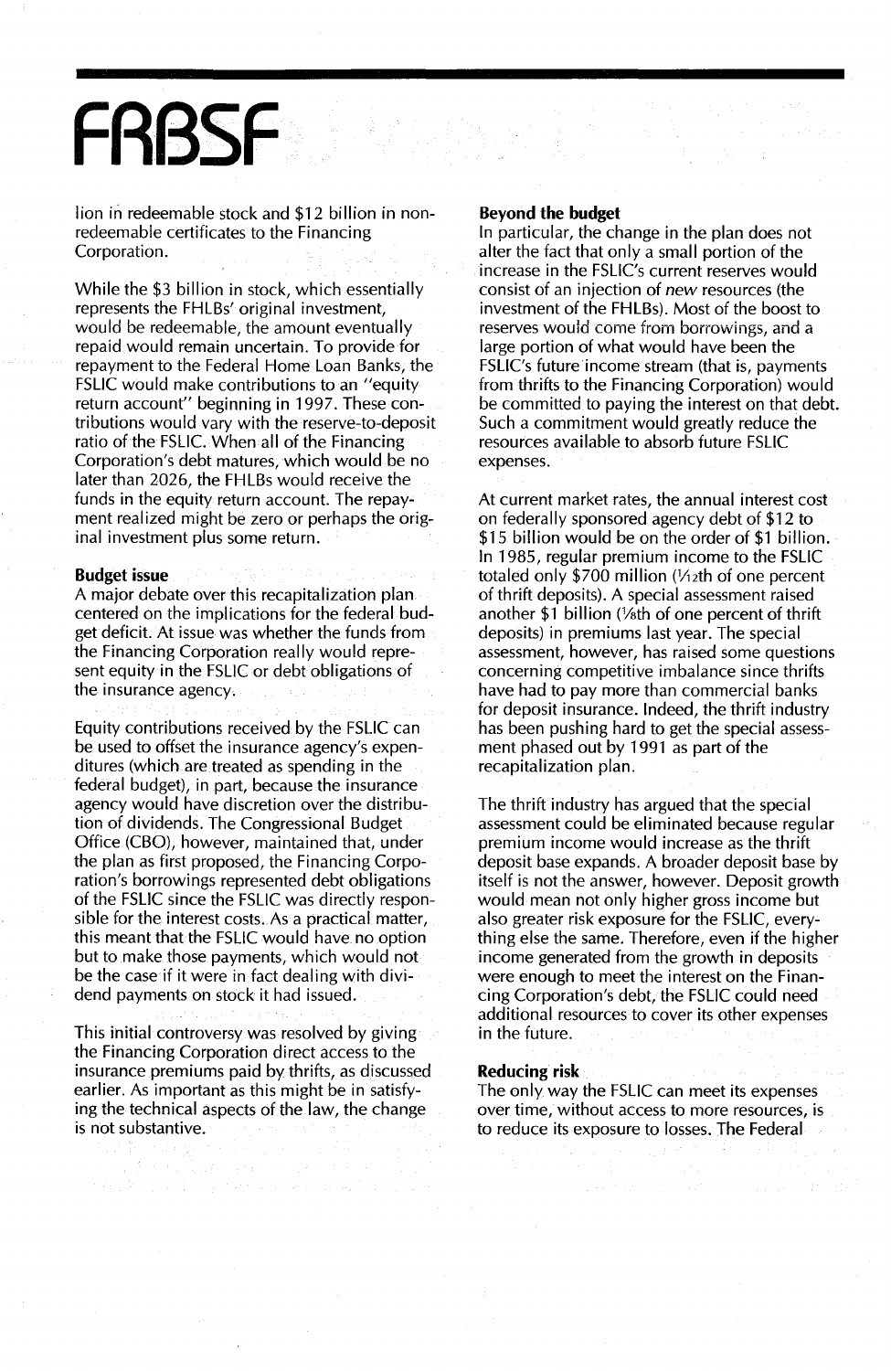lion in redeemable stock and $12 billion in nonredeemable certificates to the Financing Corporation.

While the $3 billion in stock, which essentially represents the FHLBs' original investment, would be redeemable, the amount eventually repaid would remain uncertain. To provide for repayment to the Federal Home Loan Banks, the FSLIC would make contributions to an "equity return account" beginning in 1997. These contributions would vary with the reserve-to-deposit ratio of the FSLIC. When all of the Financing Corporation's debt matures, which would be no later than 2026, the FHLBs would receive the funds in the equity return account. The repayment realized might be zero or perhaps the original investment plus some return.

**Budget issue**

A major debate over this recapitalization plan centered on the implications for the federal budget deficit. At issue was whether the funds from the Financing Corporation really would represent equity in the FSLIC or debt obligations of the insurance agency.

Equity contributions received by the FSLIC can be used to offset the insurance agency's expenditures (which are treated as spending in the federal budget), in part, because the insurance agency would have discretion over the distribution of dividends. The Congressional Budget Office (CBO), however, maintained that, under the plan as first proposed, the Financing Corporation's borrowings represented debt obligations of the FSLIC since the FSLIC was directly responsible for the interest costs. As a practical matter, this meant that the FSLIC would have no option but to make those payments, which would not be the case if it were in fact dealing with dividend payments on stock it had issued.

This initial controversy was resolved by giving the Financing Corporation direct access to the insurance premiums paid by thrifts, as discussed earlier. As important as this might be in satisfying the technical aspects of the law, the change is not substantive.

**Beyond the budget**

In particular, the change in the plan does not alter the fact that only a small portion of the increase in the FSLIC's current reserves would consist of an injection of *new* resources (the investment of the FHLBs). Most of the boost to reserves would come from borrowings, and a large portion of what would have been the FSLIC's future income stream (that is, payments from thrifts to the Financing Corporation) would be committed to paying the interest on that debt. Such a commitment would greatly reduce the resources available to absorb future FSLIC expenses.

At current market rates, the annual interest cost on federally sponsored agency debt of $12 to $15 billion would be on the order of $1 billion. In 1985, regular premium income to the FSLIC totaled only $700 million (1/12th of one percent of thrift deposits). A special assessment raised another $1 billion (1/8th of one percent of thrift deposits) in premiums last year. The special assessment, however, has raised some questions concerning competitive imbalance since thrifts have had to pay more than commercial banks for deposit insurance. Indeed, the thrift industry has been pushing hard to get the special assessment phased out by 1991 as part of the recapitalization plan.

The thrift industry has argued that the special assessment could be eliminated because regular premium income would increase as the thrift deposit base expands. A broader deposit base by itself is not the answer, however. Deposit growth would mean not only higher gross income but also greater risk exposure for the FSLIC, everything else the same. Therefore, even if the higher income generated from the growth in deposits were enough to meet the interest on the Financing Corporation's debt, the FSLIC could need additional resources to cover its other expenses in the future.

**Reducing risk**

The only way the FSLIC can meet its expenses over time, without access to more resources, is to reduce its exposure to losses. The Federal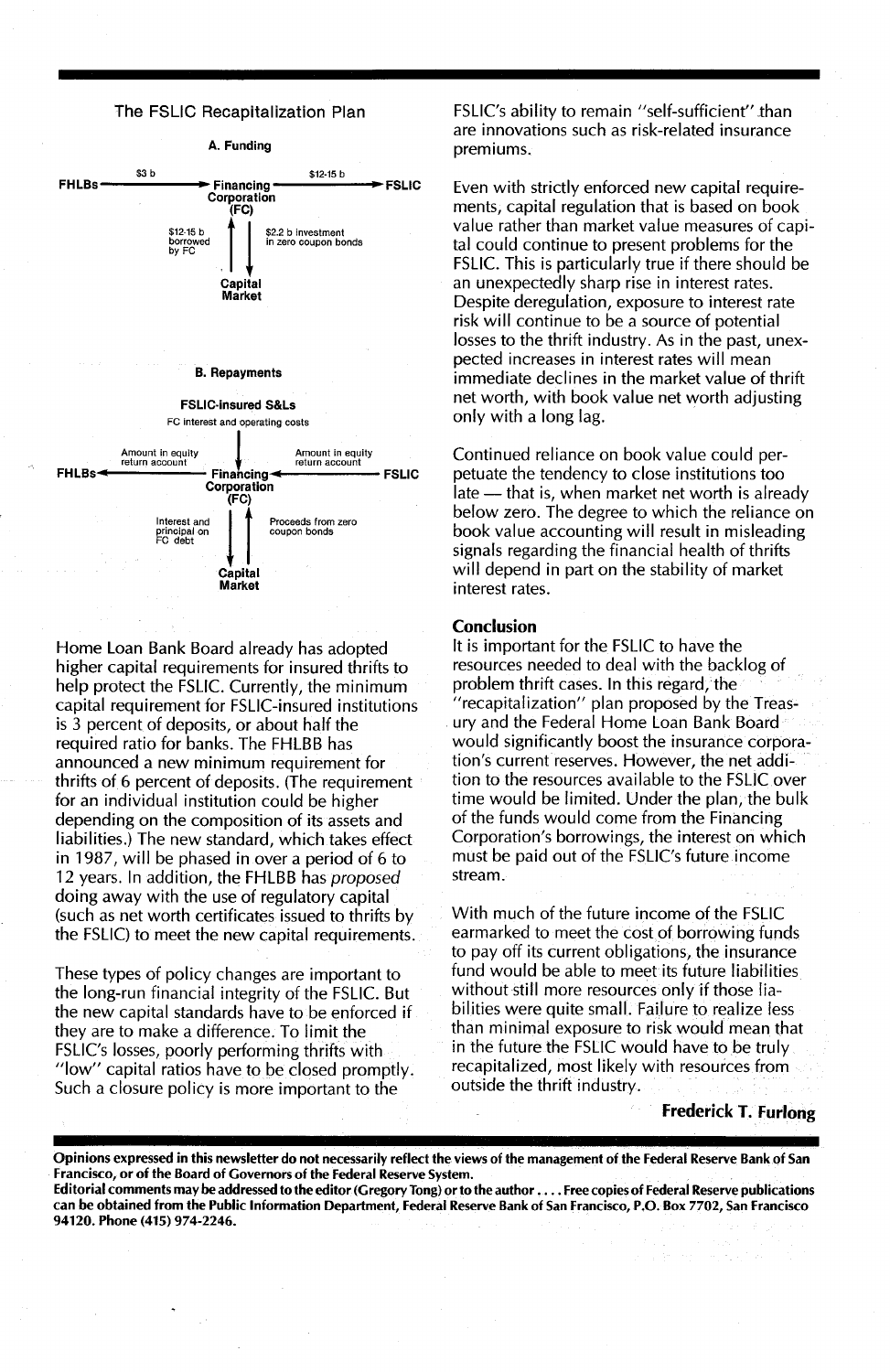The FSLIC Recapitalization Plan

A. Funding

FHLBs — $3 b → Financing Corporation (FC) — $12-15 b → FSLIC

$12-15 b borrowed by FC

$2.2 b investment in zero coupon bonds

Capital Market

B. Repayments

FSLIC-insured S&Ls

FC interest and operating costs

Amount in equity return account

Amount in equity return account

FHLBs ← Financing Corporation (FC) ← FSLIC

Interest and principal on FC debt

Proceeds from zero coupon bonds

Capital Market

Home Loan Bank Board already has adopted higher capital requirements for insured thrifts to help protect the FSLIC. Currently, the minimum capital requirement for FSLIC-insured institutions is 3 percent of deposits, or about half the required ratio for banks. The FHLBB has announced a new minimum requirement for thrifts of 6 percent of deposits. (The requirement for an individual institution could be higher depending on the composition of its assets and liabilities.) The new standard, which takes effect in 1987, will be phased in over a period of 6 to 12 years. In addition, the FHLBB has *proposed* doing away with the use of regulatory capital (such as net worth certificates issued to thrifts by the FSLIC) to meet the new capital requirements.

These types of policy changes are important to the long-run financial integrity of the FSLIC. But the new capital standards have to be enforced if they are to make a difference. To limit the FSLIC's losses, poorly performing thrifts with "low" capital ratios have to be closed promptly. Such a closure policy is more important to the FSLIC's ability to remain "self-sufficient" than are innovations such as risk-related insurance premiums.

Even with strictly enforced new capital requirements, capital regulation that is based on book value rather than market value measures of capital could continue to present problems for the FSLIC. This is particularly true if there should be an unexpectedly sharp rise in interest rates. Despite deregulation, exposure to interest rate risk will continue to be a source of potential losses to the thrift industry. As in the past, unexpected increases in interest rates will mean immediate declines in the market value of thrift net worth, with book value net worth adjusting only with a long lag.

Continued reliance on book value could perpetuate the tendency to close institutions too late — that is, when market net worth is already below zero. The degree to which the reliance on book value accounting will result in misleading signals regarding the financial health of thrifts will depend in part on the stability of market interest rates.

**Conclusion**

It is important for the FSLIC to have the resources needed to deal with the backlog of problem thrift cases. In this regard, the "recapitalization" plan proposed by the Treasury and the Federal Home Loan Bank Board would significantly boost the insurance corporation's current reserves. However, the net addition to the resources available to the FSLIC over time would be limited. Under the plan, the bulk of the funds would come from the Financing Corporation's borrowings, the interest on which must be paid out of the FSLIC's future income stream.

With much of the future income of the FSLIC earmarked to meet the cost of borrowing funds to pay off its current obligations, the insurance fund would be able to meet its future liabilities without still more resources only if those liabilities were quite small. Failure to realize less than minimal exposure to risk would mean that in the future the FSLIC would have to be truly recapitalized, most likely with resources from outside the thrift industry.

**Frederick T. Furlong**

**Opinions expressed in this newsletter do not necessarily reflect the views of the management of the Federal Reserve Bank of San Francisco, or of the Board of Governors of the Federal Reserve System.**
**Editorial comments may be addressed to the editor (Gregory Tong) or to the author . . . . Free copies of Federal Reserve publications can be obtained from the Public Information Department, Federal Reserve Bank of San Francisco, P.O. Box 7702, San Francisco 94120. Phone (415) 974-2246.**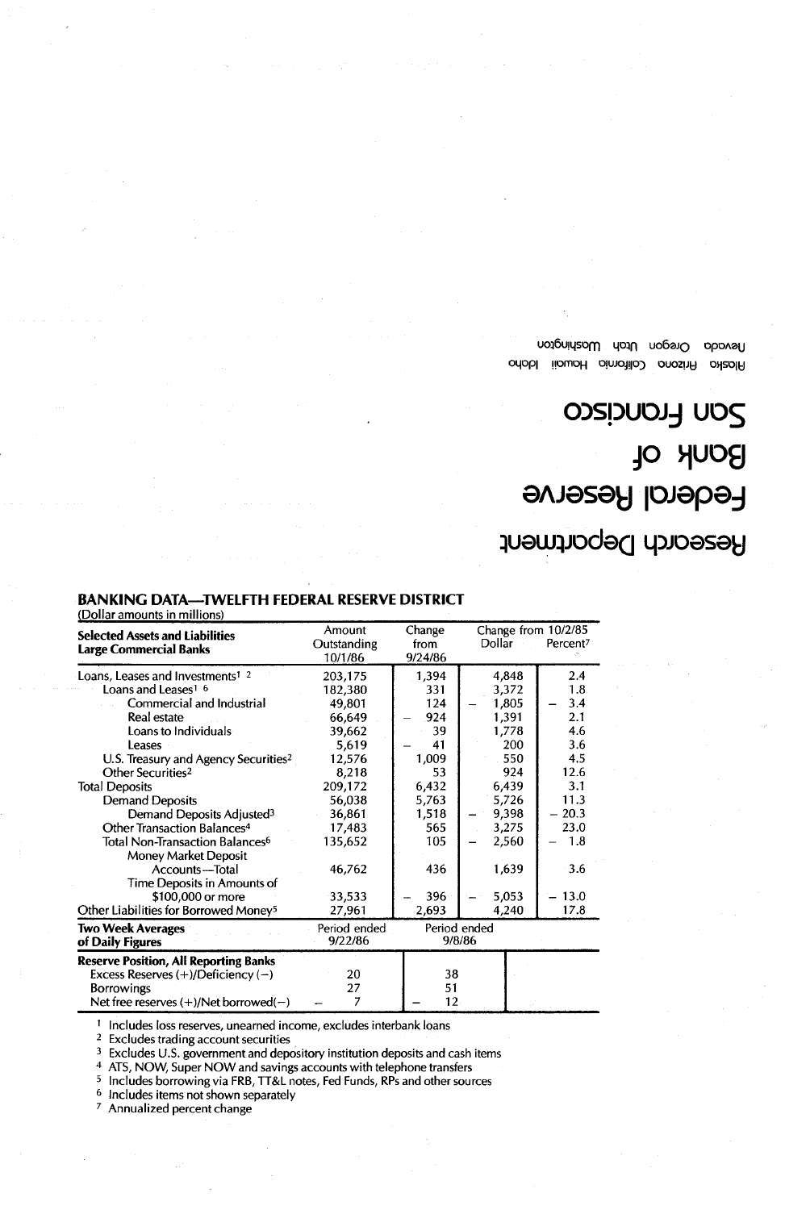Research Department

Federal Reserve

Bank of

San Francisco

Alaska Arizona California Hawaii Idaho
Nevada Oregon Utah Washington

## BANKING DATA—TWELFTH FEDERAL RESERVE DISTRICT

(Dollar amounts in millions)

| Selected Assets and Liabilities Large Commercial Banks | Amount Outstanding 10/1/86 | Change from 9/24/86 | Change from 10/2/85 Dollar | Percent[7] |
|---|---|---|---|---|
| Loans, Leases and Investments[1 2] | 203,175 | 1,394 | 4,848 | 2.4 |
| Loans and Leases[1 6] | 182,380 | 331 | 3,372 | 1.8 |
| Commercial and Industrial | 49,801 | 124 | – 1,805 | – 3.4 |
| Real estate | 66,649 | – 924 | 1,391 | 2.1 |
| Loans to Individuals | 39,662 | 39 | 1,778 | 4.6 |
| Leases | 5,619 | – 41 | 200 | 3.6 |
| U.S. Treasury and Agency Securities[2] | 12,576 | 1,009 | 550 | 4.5 |
| Other Securities[2] | 8,218 | 53 | 924 | 12.6 |
| Total Deposits | 209,172 | 6,432 | 6,439 | 3.1 |
| Demand Deposits | 56,038 | 5,763 | 5,726 | 11.3 |
| Demand Deposits Adjusted[3] | 36,861 | 1,518 | – 9,398 | – 20.3 |
| Other Transaction Balances[4] | 17,483 | 565 | 3,275 | 23.0 |
| Total Non-Transaction Balances[6] | 135,652 | 105 | – 2,560 | – 1.8 |
| Money Market Deposit Accounts—Total | 46,762 | 436 | 1,639 | 3.6 |
| Time Deposits in Amounts of $100,000 or more | 33,533 | – 396 | – 5,053 | – 13.0 |
| Other Liabilities for Borrowed Money[5] | 27,961 | 2,693 | 4,240 | 17.8 |
| **Two Week Averages of Daily Figures** | Period ended 9/22/86 | Period ended 9/8/86 | | |
| **Reserve Position, All Reporting Banks** | | | | |
| Excess Reserves (+)/Deficiency (–) | 20 | 38 | | |
| Borrowings | 27 | 51 | | |
| Net free reserves (+)/Net borrowed(–) | – 7 | – 12 | | |

[1] Includes loss reserves, unearned income, excludes interbank loans
[2] Excludes trading account securities
[3] Excludes U.S. government and depository institution deposits and cash items
[4] ATS, NOW, Super NOW and savings accounts with telephone transfers
[5] Includes borrowing via FRB, TT&L notes, Fed Funds, RPs and other sources
[6] Includes items not shown separately
[7] Annualized percent change